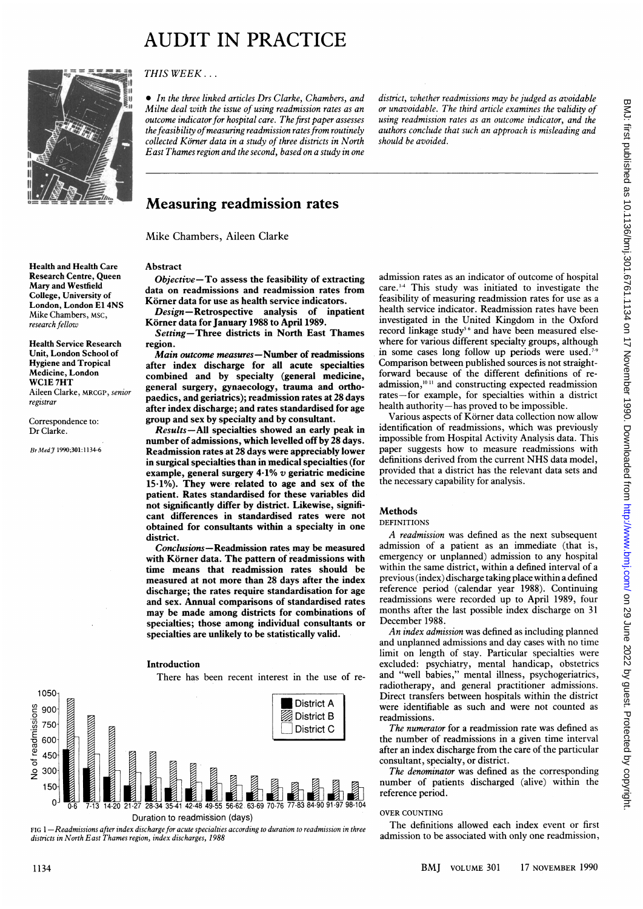# AUDIT IN PRACTICE

*THIS WEEK . . .*

• *In the three linked articles Drs Clarke, Chambers, and Milne deal with the issue of using readmission rates as an outcome indicator for hospital care. The first paper assesses the feasibility of measuring readmission rates from routinely collected Körner data in a study of three districts in North East Thames region and the second, based on a study in one district, whether readmissions may be judged as avoidable or unavoidable. The third article examines the validity of using readmission rates as an outcome indicator, and the authors conclude that such an approach is misleading and should be avoided.*

## Measuring readmission rates

Mike Chambers, Aileen Clarke

**Health and Health Care Research Centre, Queen Mary and Westfield College, University of London, London E1 4NS**
Mike Chambers, MSC, *research fellow*

**Health Service Research Unit, London School of Hygiene and Tropical Medicine, London WC1E 7HT**
Aileen Clarke, MRCGP, *senior registrar*

Correspondence to: Dr Clarke.

*Br Med J* 1990;301:1134-6

### Abstract

*Objective*—To assess the feasibility of extracting data on readmissions and readmission rates from Körner data for use as health service indicators.

*Design*—Retrospective analysis of inpatient Körner data for January 1988 to April 1989.

*Setting*—Three districts in North East Thames region.

*Main outcome measures*—Number of readmissions after index discharge for all acute specialties combined and by specialty (general medicine, general surgery, gynaecology, trauma and orthopaedics, and geriatrics); readmission rates at 28 days after index discharge; and rates standardised for age group and sex by specialty and by consultant.

*Results*—All specialties showed an early peak in number of admissions, which levelled off by 28 days. Readmission rates at 28 days were appreciably lower in surgical specialties than in medical specialties (for example, general surgery 4·1% *v* geriatric medicine 15·1%). They were related to age and sex of the patient. Rates standardised for these variables did not significantly differ by district. Likewise, significant differences in standardised rates were not obtained for consultants within a specialty in one district.

*Conclusions*—Readmission rates may be measured with Körner data. The pattern of readmissions with time means that readmission rates should be measured at not more than 28 days after the index discharge; the rates require standardisation for age and sex. Annual comparisons of standardised rates may be made among districts for combinations of specialties; those among individual consultants or specialties are unlikely to be statistically valid.

### Introduction

There has been recent interest in the use of readmission rates as an indicator of outcome of hospital care.[1-4] This study was initiated to investigate the feasibility of measuring readmission rates for use as a health service indicator. Readmission rates have been investigated in the United Kingdom in the Oxford record linkage study[5,6] and have been measured elsewhere for various different specialty groups, although in some cases long follow up periods were used.[7-9] Comparison between published sources is not straightforward because of the different definitions of readmission,[10,11] and constructing expected readmission rates—for example, for specialties within a district health authority—has proved to be impossible.

Various aspects of Körner data collection now allow identification of readmissions, which was previously impossible from Hospital Activity Analysis data. This paper suggests how to measure readmissions with definitions derived from the current NHS data model, provided that a district has the relevant data sets and the necessary capability for analysis.

FIG 1—*Readmissions after index discharge for acute specialties according to duration to readmission in three districts in North East Thames region, index discharges, 1988*

### Methods

#### DEFINITIONS

*A readmission* was defined as the next subsequent admission of a patient as an immediate (that is, emergency or unplanned) admission to any hospital within the same district, within a defined interval of a previous (index) discharge taking place within a defined reference period (calendar year 1988). Continuing readmissions were recorded up to April 1989, four months after the last possible index discharge on 31 December 1988.

*An index admission* was defined as including planned and unplanned admissions and day cases with no time limit on length of stay. Particular specialties were excluded: psychiatry, mental handicap, obstetrics and "well babies," mental illness, psychogeriatrics, radiotherapy, and general practitioner admissions. Direct transfers between hospitals within the district were identifiable as such and were not counted as readmissions.

*The numerator* for a readmission rate was defined as the number of readmissions in a given time interval after an index discharge from the care of the particular consultant, specialty, or district.

*The denominator* was defined as the corresponding number of patients discharged (alive) within the reference period.

#### OVER COUNTING

The definitions allowed each index event or first admission to be associated with only one readmission,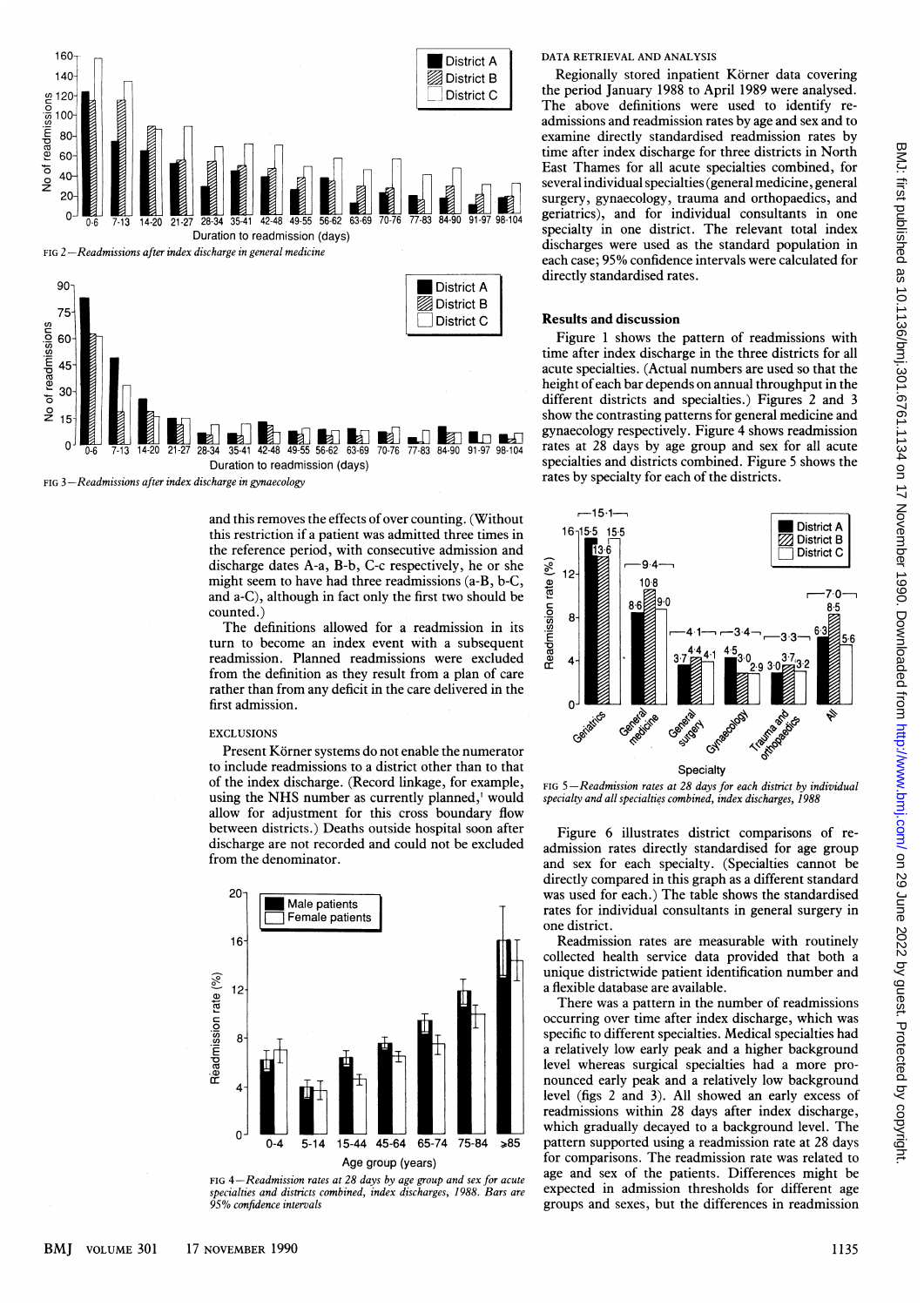FIG 2—*Readmissions after index discharge in general medicine*

FIG 3—*Readmissions after index discharge in gynaecology*

and this removes the effects of over counting. (Without this restriction if a patient was admitted three times in the reference period, with consecutive admission and discharge dates A-a, B-b, C-c respectively, he or she might seem to have had three readmissions (a-B, b-C, and a-C), although in fact only the first two should be counted.)

The definitions allowed for a readmission in its turn to become an index event with a subsequent readmission. Planned readmissions were excluded from the definition as they result from a plan of care rather than from any deficit in the care delivered in the first admission.

### EXCLUSIONS

Present Körner systems do not enable the numerator to include readmissions to a district other than to that of the index discharge. (Record linkage, for example, using the NHS number as currently planned,[1] would allow for adjustment for this cross boundary flow between districts.) Deaths outside hospital soon after discharge are not recorded and could not be excluded from the denominator.

FIG 4—*Readmission rates at 28 days by age group and sex for acute specialties and districts combined, index discharges, 1988. Bars are 95% confidence intervals*

### DATA RETRIEVAL AND ANALYSIS

Regionally stored inpatient Körner data covering the period January 1988 to April 1989 were analysed. The above definitions were used to identify readmissions and readmission rates by age and sex and to examine directly standardised readmission rates by time after index discharge for three districts in North East Thames for all acute specialties combined, for several individual specialties (general medicine, general surgery, gynaecology, trauma and orthopaedics, and geriatrics), and for individual consultants in one specialty in one district. The relevant total index discharges were used as the standard population in each case; 95% confidence intervals were calculated for directly standardised rates.

## Results and discussion

Figure 1 shows the pattern of readmissions with time after index discharge in the three districts for all acute specialties. (Actual numbers are used so that the height of each bar depends on annual throughput in the different districts and specialties.) Figures 2 and 3 show the contrasting patterns for general medicine and gynaecology respectively. Figure 4 shows readmission rates at 28 days by age group and sex for all acute specialties and districts combined. Figure 5 shows the rates by specialty for each of the districts.

FIG 5—*Readmission rates at 28 days for each district by individual specialty and all specialties combined, index discharges, 1988*

Figure 6 illustrates district comparisons of readmission rates directly standardised for age group and sex for each specialty. (Specialties cannot be directly compared in this graph as a different standard was used for each.) The table shows the standardised rates for individual consultants in general surgery in one district.

Readmission rates are measurable with routinely collected health service data provided that both a unique districtwide patient identification number and a flexible database are available.

There was a pattern in the number of readmissions occurring over time after index discharge, which was specific to different specialties. Medical specialties had a relatively low early peak and a higher background level whereas surgical specialties had a more pronounced early peak and a relatively low background level (figs 2 and 3). All showed an early excess of readmissions within 28 days after index discharge, which gradually decayed to a background level. The pattern supported using a readmission rate at 28 days for comparisons. The readmission rate was related to age and sex of the patients. Differences might be expected in admission thresholds for different age groups and sexes, but the differences in readmission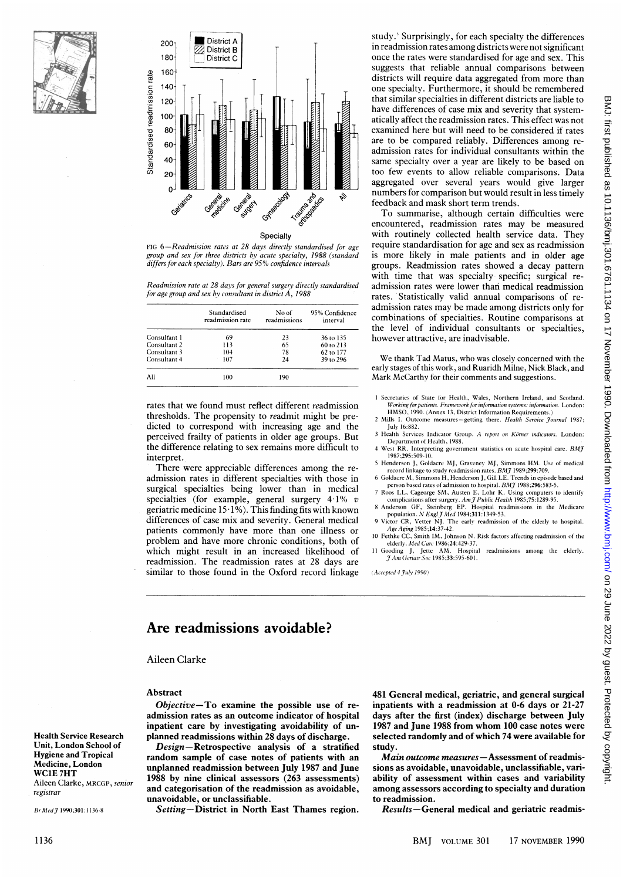200
180
160
140
120
100
80
60
40
20
0

Standardised readmission rate

District A
District B
District C

Geriatrics
General medicine
General surgery
Gynaecology
Trauma and orthopaedics
All

Specialty

FIG 6—*Readmission rates at 28 days directly standardised for age group and sex for three districts by acute specialty, 1988 (standard differs for each specialty). Bars are 95% confidence intervals*

*Readmission rate at 28 days for general surgery directly standardised for age group and sex by consultant in district A, 1988*

| | Standardised readmission rate | No of readmissions | 95% Confidence interval |
|---|---|---|---|
| Consultant 1 | 69 | 23 | 36 to 135 |
| Consultant 2 | 113 | 65 | 60 to 213 |
| Consultant 3 | 104 | 78 | 62 to 177 |
| Consultant 4 | 107 | 24 | 39 to 296 |
| All | 100 | 190 | |

rates that we found must reflect different *re*admission thresholds. The propensity to *re*admit might be predicted to correspond with increasing age and the perceived frailty of patients in older age groups. But the difference relating to sex remains more difficult to interpret.

There were appreciable differences among the readmission rates in different specialties with those in surgical specialties being lower than in medical specialties (for example, general surgery 4·1% *v* geriatric medicine 15·1%). This finding fits with known differences of case mix and severity. General medical patients commonly have more than one illness or problem and have more chronic conditions, both of which might result in an increased likelihood of readmission. The readmission rates at 28 days are similar to those found in the Oxford record linkage study.[5] Surprisingly, for each specialty the differences in readmission rates among districts were not significant once the rates were standardised for age and sex. This suggests that reliable annual comparisons between districts will require data aggregated from more than one specialty. Furthermore, it should be remembered that similar specialties in different districts are liable to have differences of case mix and severity that systematically affect the readmission rates. This effect was not examined here but will need to be considered if rates are to be compared reliably. Differences among readmission rates for individual consultants within the same specialty over a year are likely to be based on too few events to allow reliable comparisons. Data aggregated over several years would give larger numbers for comparison but would result in less timely feedback and mask short term trends.

To summarise, although certain difficulties were encountered, readmission rates may be measured with routinely collected health service data. They require standardisation for age and sex as readmission is more likely in male patients and in older age groups. Readmission rates showed a decay pattern with time that was specialty specific; surgical readmission rates were lower than medical readmission rates. Statistically valid annual comparisons of readmission rates may be made among districts only for combinations of specialties. Routine comparisons at the level of individual consultants or specialties, however attractive, are inadvisable.

We thank Tad Matus, who was closely concerned with the early stages of this work, and Ruaridh Milne, Nick Black, and Mark McCarthy for their comments and suggestions.

1 Secretaries of State for Health, Wales, Northern Ireland, and Scotland. *Working for patients. Framework for information systems: information.* London: HMSO, 1990. (Annex 13, District Information Requirements.)
2 Mills I. Outcome measures—getting there. *Health Service Journal* 1987; July 16:882.
3 Health Services Indicator Group. *A report on Körner indicators.* London: Department of Health, 1988.
4 West RR. Interpreting government statistics on acute hospital care. *BMJ* 1987;295:509-10.
5 Henderson J, Goldacre MJ, Graveney MJ, Simmons HM. Use of medical record linkage to study readmission rates. *BMJ* 1989;299:709.
6 Goldacre M, Simmons H, Henderson J, Gill LE. Trends in episode based and person based rates of admission to hospital. *BMJ* 1988;296:583-5.
7 Roos LL, Cageorge SM, Austen E, Lohr K. Using computers to identify complications after surgery. *Am J Public Health* 1985;75:1289-95.
8 Anderson GF, Steinberg EP. Hospital readmissions in the Medicare population. *N Engl J Med* 1984;311:1349-53.
9 Victor CR, Vetter NJ. The early readmission of the elderly to hospital. *Age Aging* 1985;14:37-42.
10 Fethke CC, Smith IM, Johnson N. Risk factors affecting readmission of the elderly. *Med Care* 1986;24:429-37.
11 Gooding J, Jette AM. Hospital readmissions among the elderly. *J Am Geriatr Soc* 1985;33:595-601.

*(Accepted 4 July 1990)*

# Are readmissions avoidable?

Aileen Clarke

**Health Service Research Unit, London School of Hygiene and Tropical Medicine, London WC1E 7HT**
Aileen Clarke, MRCGP, *senior registrar*

*Br Med J* 1990;301:1136-8

## Abstract

**Objective**—To examine the possible use of readmission rates as an outcome indicator of hospital inpatient care by investigating avoidability of unplanned readmissions within 28 days of discharge.

**Design**—Retrospective analysis of a stratified random sample of case notes of patients with an unplanned readmission between July 1987 and June 1988 by nine clinical assessors (263 assessments) and categorisation of the readmission as avoidable, unavoidable, or unclassifiable.

**Setting**—District in North East Thames region. 481 General medical, geriatric, and general surgical inpatients with a readmission at 0-6 days or 21-27 days after the first (index) discharge between July 1987 and June 1988 from whom 100 case notes were selected randomly and of which 74 were available for study.

**Main outcome measures**—Assessment of readmissions as avoidable, unavoidable, unclassifiable, variability of assessment within cases and variability among assessors according to specialty and duration to readmission.

**Results**—General medical and geriatric readmis-